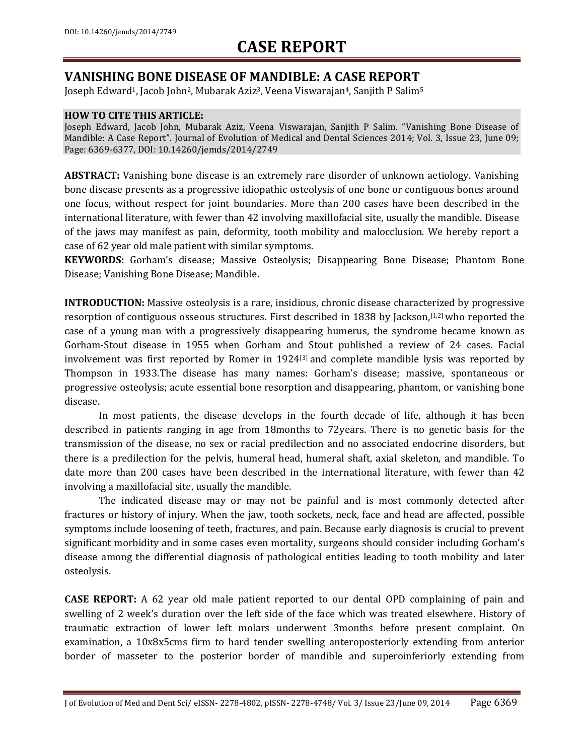DOI: 10.14260/jemds/2014/2749

# CASE REPORT

## VANISHING BONE DISEASE OF MANDIBLE: A CASE REPORT

Joseph Edward[1], Jacob John[2], Mubarak Aziz[3], Veena Viswarajan[4], Sanjith P Salim[5]

**HOW TO CITE THIS ARTICLE:**
Joseph Edward, Jacob John, Mubarak Aziz, Veena Viswarajan, Sanjith P Salim. "Vanishing Bone Disease of Mandible: A Case Report". Journal of Evolution of Medical and Dental Sciences 2014; Vol. 3, Issue 23, June 09; Page: 6369-6377, DOI: 10.14260/jemds/2014/2749

**ABSTRACT:** Vanishing bone disease is an extremely rare disorder of unknown aetiology. Vanishing bone disease presents as a progressive idiopathic osteolysis of one bone or contiguous bones around one focus, without respect for joint boundaries. More than 200 cases have been described in the international literature, with fewer than 42 involving maxillofacial site, usually the mandible. Disease of the jaws may manifest as pain, deformity, tooth mobility and malocclusion. We hereby report a case of 62 year old male patient with similar symptoms.

**KEYWORDS:** Gorham's disease; Massive Osteolysis; Disappearing Bone Disease; Phantom Bone Disease; Vanishing Bone Disease; Mandible.

**INTRODUCTION:** Massive osteolysis is a rare, insidious, chronic disease characterized by progressive resorption of contiguous osseous structures. First described in 1838 by Jackson,[1,2] who reported the case of a young man with a progressively disappearing humerus, the syndrome became known as Gorham-Stout disease in 1955 when Gorham and Stout published a review of 24 cases. Facial involvement was first reported by Romer in 1924[3] and complete mandible lysis was reported by Thompson in 1933.The disease has many names: Gorham's disease; massive, spontaneous or progressive osteolysis; acute essential bone resorption and disappearing, phantom, or vanishing bone disease.

In most patients, the disease develops in the fourth decade of life, although it has been described in patients ranging in age from 18months to 72years. There is no genetic basis for the transmission of the disease, no sex or racial predilection and no associated endocrine disorders, but there is a predilection for the pelvis, humeral head, humeral shaft, axial skeleton, and mandible. To date more than 200 cases have been described in the international literature, with fewer than 42 involving a maxillofacial site, usually the mandible.

The indicated disease may or may not be painful and is most commonly detected after fractures or history of injury. When the jaw, tooth sockets, neck, face and head are affected, possible symptoms include loosening of teeth, fractures, and pain. Because early diagnosis is crucial to prevent significant morbidity and in some cases even mortality, surgeons should consider including Gorham's disease among the differential diagnosis of pathological entities leading to tooth mobility and later osteolysis.

**CASE REPORT:** A 62 year old male patient reported to our dental OPD complaining of pain and swelling of 2 week's duration over the left side of the face which was treated elsewhere. History of traumatic extraction of lower left molars underwent 3months before present complaint. On examination, a 10x8x5cms firm to hard tender swelling anteroposteriorly extending from anterior border of masseter to the posterior border of mandible and superoinferiorly extending from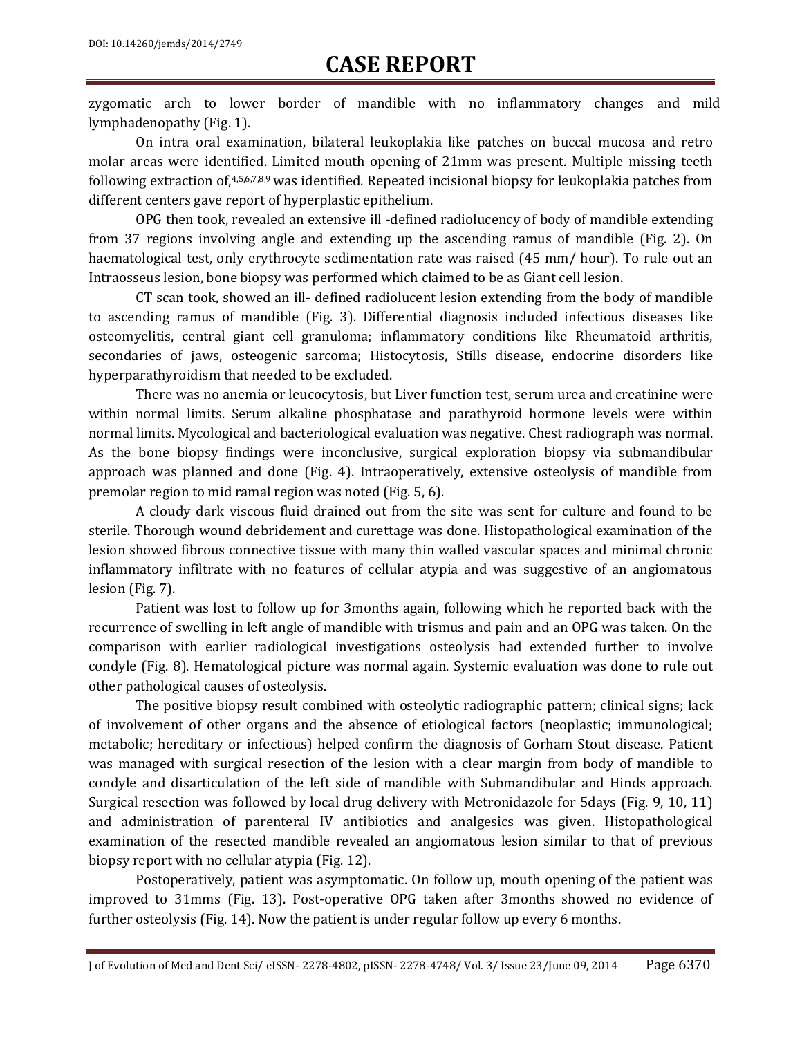zygomatic arch to lower border of mandible with no inflammatory changes and mild lymphadenopathy (Fig. 1).

On intra oral examination, bilateral leukoplakia like patches on buccal mucosa and retro molar areas were identified. Limited mouth opening of 21mm was present. Multiple missing teeth following extraction of,[4,5,6,7,8,9] was identified. Repeated incisional biopsy for leukoplakia patches from different centers gave report of hyperplastic epithelium.

OPG then took, revealed an extensive ill -defined radiolucency of body of mandible extending from 37 regions involving angle and extending up the ascending ramus of mandible (Fig. 2). On haematological test, only erythrocyte sedimentation rate was raised (45 mm/ hour). To rule out an Intraosseus lesion, bone biopsy was performed which claimed to be as Giant cell lesion.

CT scan took, showed an ill- defined radiolucent lesion extending from the body of mandible to ascending ramus of mandible (Fig. 3). Differential diagnosis included infectious diseases like osteomyelitis, central giant cell granuloma; inflammatory conditions like Rheumatoid arthritis, secondaries of jaws, osteogenic sarcoma; Histocytosis, Stills disease, endocrine disorders like hyperparathyroidism that needed to be excluded.

There was no anemia or leucocytosis, but Liver function test, serum urea and creatinine were within normal limits. Serum alkaline phosphatase and parathyroid hormone levels were within normal limits. Mycological and bacteriological evaluation was negative. Chest radiograph was normal. As the bone biopsy findings were inconclusive, surgical exploration biopsy via submandibular approach was planned and done (Fig. 4). Intraoperatively, extensive osteolysis of mandible from premolar region to mid ramal region was noted (Fig. 5, 6).

A cloudy dark viscous fluid drained out from the site was sent for culture and found to be sterile. Thorough wound debridement and curettage was done. Histopathological examination of the lesion showed fibrous connective tissue with many thin walled vascular spaces and minimal chronic inflammatory infiltrate with no features of cellular atypia and was suggestive of an angiomatous lesion (Fig. 7).

Patient was lost to follow up for 3months again, following which he reported back with the recurrence of swelling in left angle of mandible with trismus and pain and an OPG was taken. On the comparison with earlier radiological investigations osteolysis had extended further to involve condyle (Fig. 8). Hematological picture was normal again. Systemic evaluation was done to rule out other pathological causes of osteolysis.

The positive biopsy result combined with osteolytic radiographic pattern; clinical signs; lack of involvement of other organs and the absence of etiological factors (neoplastic; immunological; metabolic; hereditary or infectious) helped confirm the diagnosis of Gorham Stout disease. Patient was managed with surgical resection of the lesion with a clear margin from body of mandible to condyle and disarticulation of the left side of mandible with Submandibular and Hinds approach. Surgical resection was followed by local drug delivery with Metronidazole for 5days (Fig. 9, 10, 11) and administration of parenteral IV antibiotics and analgesics was given. Histopathological examination of the resected mandible revealed an angiomatous lesion similar to that of previous biopsy report with no cellular atypia (Fig. 12).

Postoperatively, patient was asymptomatic. On follow up, mouth opening of the patient was improved to 31mms (Fig. 13). Post-operative OPG taken after 3months showed no evidence of further osteolysis (Fig. 14). Now the patient is under regular follow up every 6 months.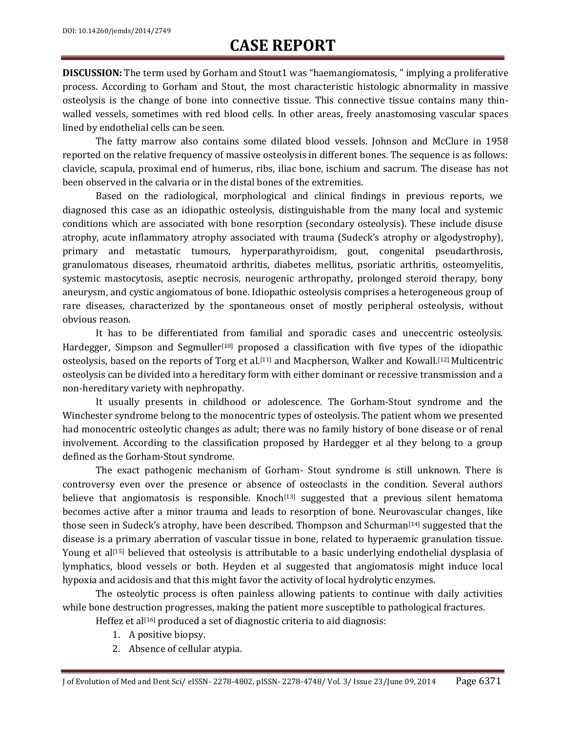**DISCUSSION:** The term used by Gorham and Stout1 was "haemangiomatosis, " implying a proliferative process. According to Gorham and Stout, the most characteristic histologic abnormality in massive osteolysis is the change of bone into connective tissue. This connective tissue contains many thin-walled vessels, sometimes with red blood cells. In other areas, freely anastomosing vascular spaces lined by endothelial cells can be seen.

The fatty marrow also contains some dilated blood vessels. Johnson and McClure in 1958 reported on the relative frequency of massive osteolysis in different bones. The sequence is as follows: clavicle, scapula, proximal end of humerus, ribs, iliac bone, ischium and sacrum. The disease has not been observed in the calvaria or in the distal bones of the extremities.

Based on the radiological, morphological and clinical findings in previous reports, we diagnosed this case as an idiopathic osteolysis, distinguishable from the many local and systemic conditions which are associated with bone resorption (secondary osteolysis). These include disuse atrophy, acute inflammatory atrophy associated with trauma (Sudeck's atrophy or algodystrophy), primary and metastatic tumours, hyperparathyroidism, gout, congenital pseudarthrosis, granulomatous diseases, rheumatoid arthritis, diabetes mellitus, psoriatic arthritis, osteomyelitis, systemic mastocytosis, aseptic necrosis, neurogenic arthropathy, prolonged steroid therapy, bony aneurysm, and cystic angiomatous of bone. Idiopathic osteolysis comprises a heterogeneous group of rare diseases, characterized by the spontaneous onset of mostly peripheral osteolysis, without obvious reason.

It has to be differentiated from familial and sporadic cases and uneccentric osteolysis. Hardegger, Simpson and Segmuller[10] proposed a classification with five types of the idiopathic osteolysis, based on the reports of Torg et al.[11] and Macpherson, Walker and Kowall.[12] Multicentric osteolysis can be divided into a hereditary form with either dominant or recessive transmission and a non-hereditary variety with nephropathy.

It usually presents in childhood or adolescence. The Gorham-Stout syndrome and the Winchester syndrome belong to the monocentric types of osteolysis. The patient whom we presented had monocentric osteolytic changes as adult; there was no family history of bone disease or of renal involvement. According to the classification proposed by Hardegger et al they belong to a group defined as the Gorham-Stout syndrome.

The exact pathogenic mechanism of Gorham- Stout syndrome is still unknown. There is controversy even over the presence or absence of osteoclasts in the condition. Several authors believe that angiomatosis is responsible. Knoch[13] suggested that a previous silent hematoma becomes active after a minor trauma and leads to resorption of bone. Neurovascular changes, like those seen in Sudeck's atrophy, have been described. Thompson and Schurman[14] suggested that the disease is a primary aberration of vascular tissue in bone, related to hyperaemic granulation tissue. Young et al[15] believed that osteolysis is attributable to a basic underlying endothelial dysplasia of lymphatics, blood vessels or both. Heyden et al suggested that angiomatosis might induce local hypoxia and acidosis and that this might favor the activity of local hydrolytic enzymes.

The osteolytic process is often painless allowing patients to continue with daily activities while bone destruction progresses, making the patient more susceptible to pathological fractures.

Heffez et al[16] produced a set of diagnostic criteria to aid diagnosis:

1. A positive biopsy.
2. Absence of cellular atypia.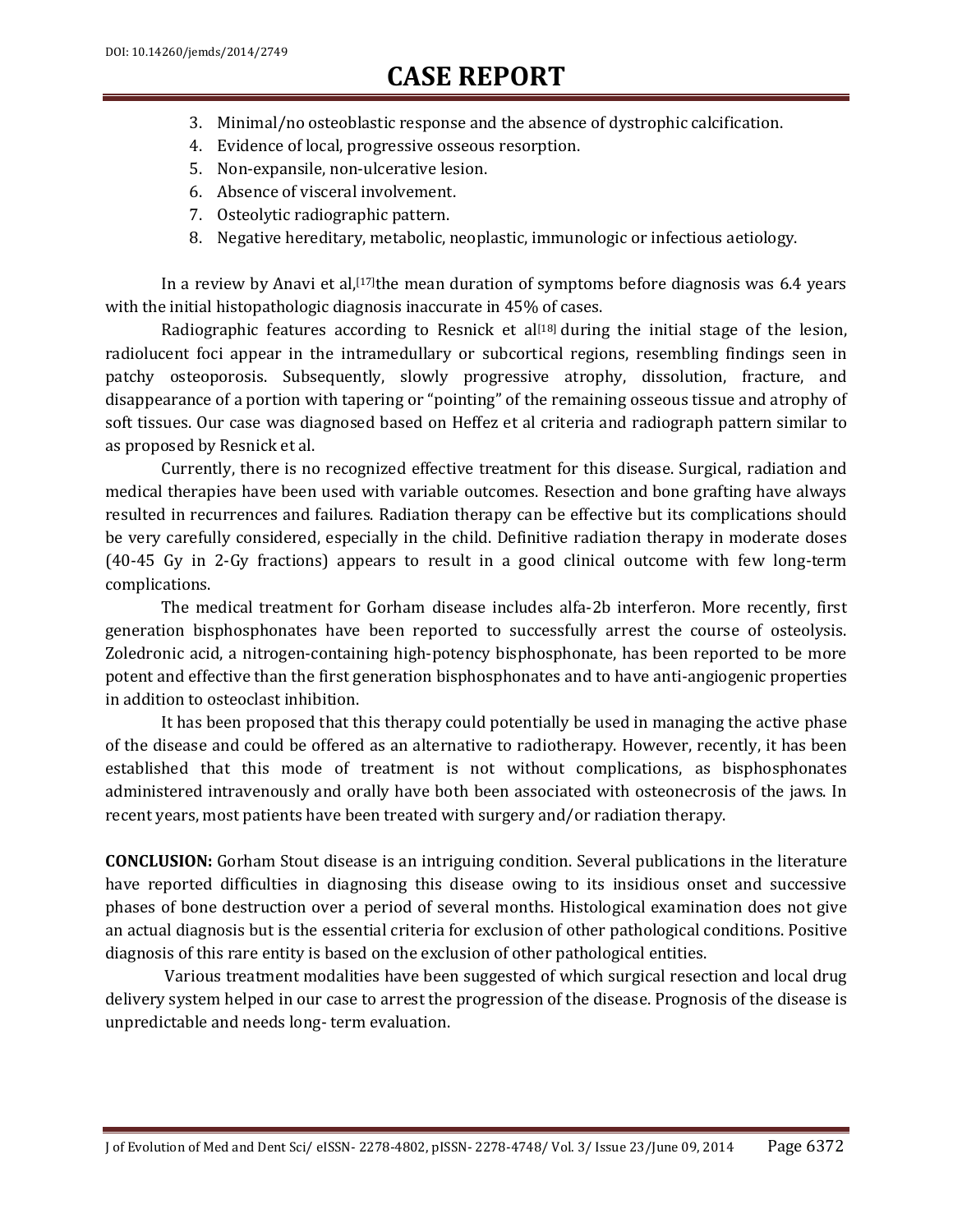3. Minimal/no osteoblastic response and the absence of dystrophic calcification.
4. Evidence of local, progressive osseous resorption.
5. Non-expansile, non-ulcerative lesion.
6. Absence of visceral involvement.
7. Osteolytic radiographic pattern.
8. Negative hereditary, metabolic, neoplastic, immunologic or infectious aetiology.

In a review by Anavi et al,[17]the mean duration of symptoms before diagnosis was 6.4 years with the initial histopathologic diagnosis inaccurate in 45% of cases.

Radiographic features according to Resnick et al[18] during the initial stage of the lesion, radiolucent foci appear in the intramedullary or subcortical regions, resembling findings seen in patchy osteoporosis. Subsequently, slowly progressive atrophy, dissolution, fracture, and disappearance of a portion with tapering or "pointing" of the remaining osseous tissue and atrophy of soft tissues. Our case was diagnosed based on Heffez et al criteria and radiograph pattern similar to as proposed by Resnick et al.

Currently, there is no recognized effective treatment for this disease. Surgical, radiation and medical therapies have been used with variable outcomes. Resection and bone grafting have always resulted in recurrences and failures. Radiation therapy can be effective but its complications should be very carefully considered, especially in the child. Definitive radiation therapy in moderate doses (40-45 Gy in 2-Gy fractions) appears to result in a good clinical outcome with few long-term complications.

The medical treatment for Gorham disease includes alfa-2b interferon. More recently, first generation bisphosphonates have been reported to successfully arrest the course of osteolysis. Zoledronic acid, a nitrogen-containing high-potency bisphosphonate, has been reported to be more potent and effective than the first generation bisphosphonates and to have anti-angiogenic properties in addition to osteoclast inhibition.

It has been proposed that this therapy could potentially be used in managing the active phase of the disease and could be offered as an alternative to radiotherapy. However, recently, it has been established that this mode of treatment is not without complications, as bisphosphonates administered intravenously and orally have both been associated with osteonecrosis of the jaws. In recent years, most patients have been treated with surgery and/or radiation therapy.

**CONCLUSION:** Gorham Stout disease is an intriguing condition. Several publications in the literature have reported difficulties in diagnosing this disease owing to its insidious onset and successive phases of bone destruction over a period of several months. Histological examination does not give an actual diagnosis but is the essential criteria for exclusion of other pathological conditions. Positive diagnosis of this rare entity is based on the exclusion of other pathological entities.

Various treatment modalities have been suggested of which surgical resection and local drug delivery system helped in our case to arrest the progression of the disease. Prognosis of the disease is unpredictable and needs long- term evaluation.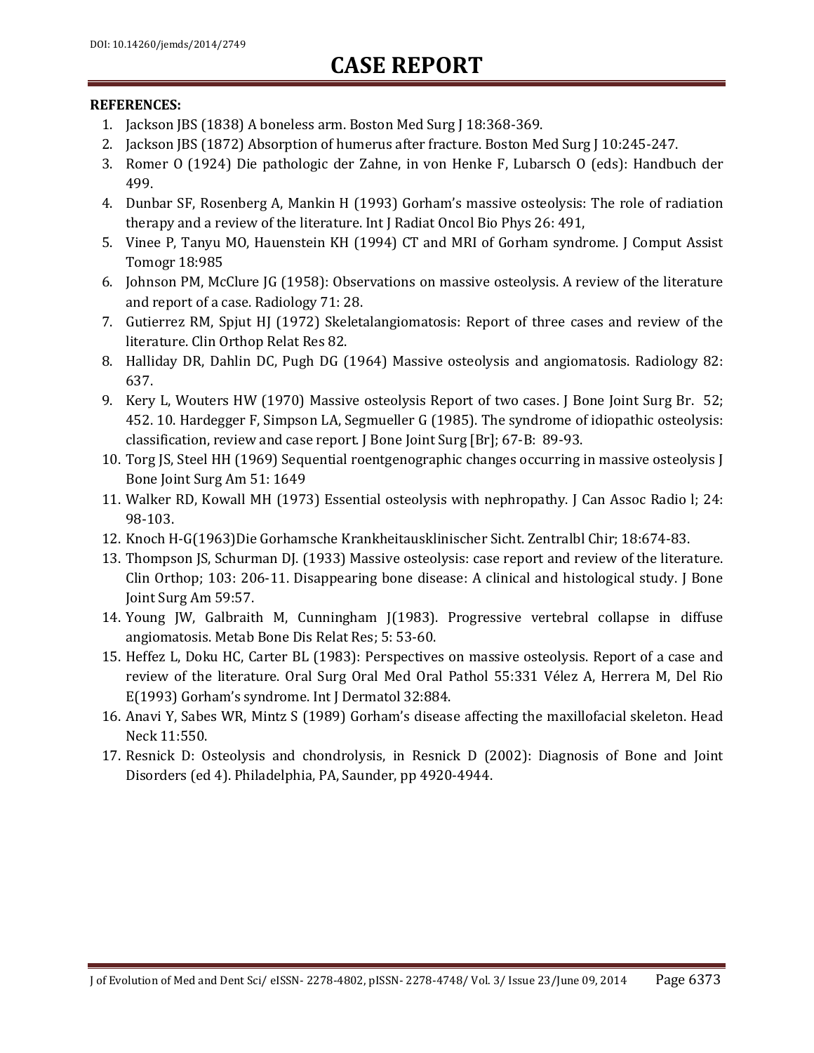**REFERENCES:**

1. Jackson JBS (1838) A boneless arm. Boston Med Surg J 18:368-369.
2. Jackson JBS (1872) Absorption of humerus after fracture. Boston Med Surg J 10:245-247.
3. Romer O (1924) Die pathologic der Zahne, in von Henke F, Lubarsch O (eds): Handbuch der 499.
4. Dunbar SF, Rosenberg A, Mankin H (1993) Gorham's massive osteolysis: The role of radiation therapy and a review of the literature. Int J Radiat Oncol Bio Phys 26: 491,
5. Vinee P, Tanyu MO, Hauenstein KH (1994) CT and MRI of Gorham syndrome. J Comput Assist Tomogr 18:985
6. Johnson PM, McClure JG (1958): Observations on massive osteolysis. A review of the literature and report of a case. Radiology 71: 28.
7. Gutierrez RM, Spjut HJ (1972) Skeletalangiomatosis: Report of three cases and review of the literature. Clin Orthop Relat Res 82.
8. Halliday DR, Dahlin DC, Pugh DG (1964) Massive osteolysis and angiomatosis. Radiology 82: 637.
9. Kery L, Wouters HW (1970) Massive osteolysis Report of two cases. J Bone Joint Surg Br. 52; 452. 10. Hardegger F, Simpson LA, Segmueller G (1985). The syndrome of idiopathic osteolysis: classification, review and case report. J Bone Joint Surg [Br]; 67-B: 89-93.
10. Torg JS, Steel HH (1969) Sequential roentgenographic changes occurring in massive osteolysis J Bone Joint Surg Am 51: 1649
11. Walker RD, Kowall MH (1973) Essential osteolysis with nephropathy. J Can Assoc Radio l; 24: 98-103.
12. Knoch H-G(1963)Die Gorhamsche Krankheitausklinischer Sicht. Zentralbl Chir; 18:674-83.
13. Thompson JS, Schurman DJ. (1933) Massive osteolysis: case report and review of the literature. Clin Orthop; 103: 206-11. Disappearing bone disease: A clinical and histological study. J Bone Joint Surg Am 59:57.
14. Young JW, Galbraith M, Cunningham J(1983). Progressive vertebral collapse in diffuse angiomatosis. Metab Bone Dis Relat Res; 5: 53-60.
15. Heffez L, Doku HC, Carter BL (1983): Perspectives on massive osteolysis. Report of a case and review of the literature. Oral Surg Oral Med Oral Pathol 55:331 Vélez A, Herrera M, Del Rio E(1993) Gorham's syndrome. Int J Dermatol 32:884.
16. Anavi Y, Sabes WR, Mintz S (1989) Gorham's disease affecting the maxillofacial skeleton. Head Neck 11:550.
17. Resnick D: Osteolysis and chondrolysis, in Resnick D (2002): Diagnosis of Bone and Joint Disorders (ed 4). Philadelphia, PA, Saunder, pp 4920-4944.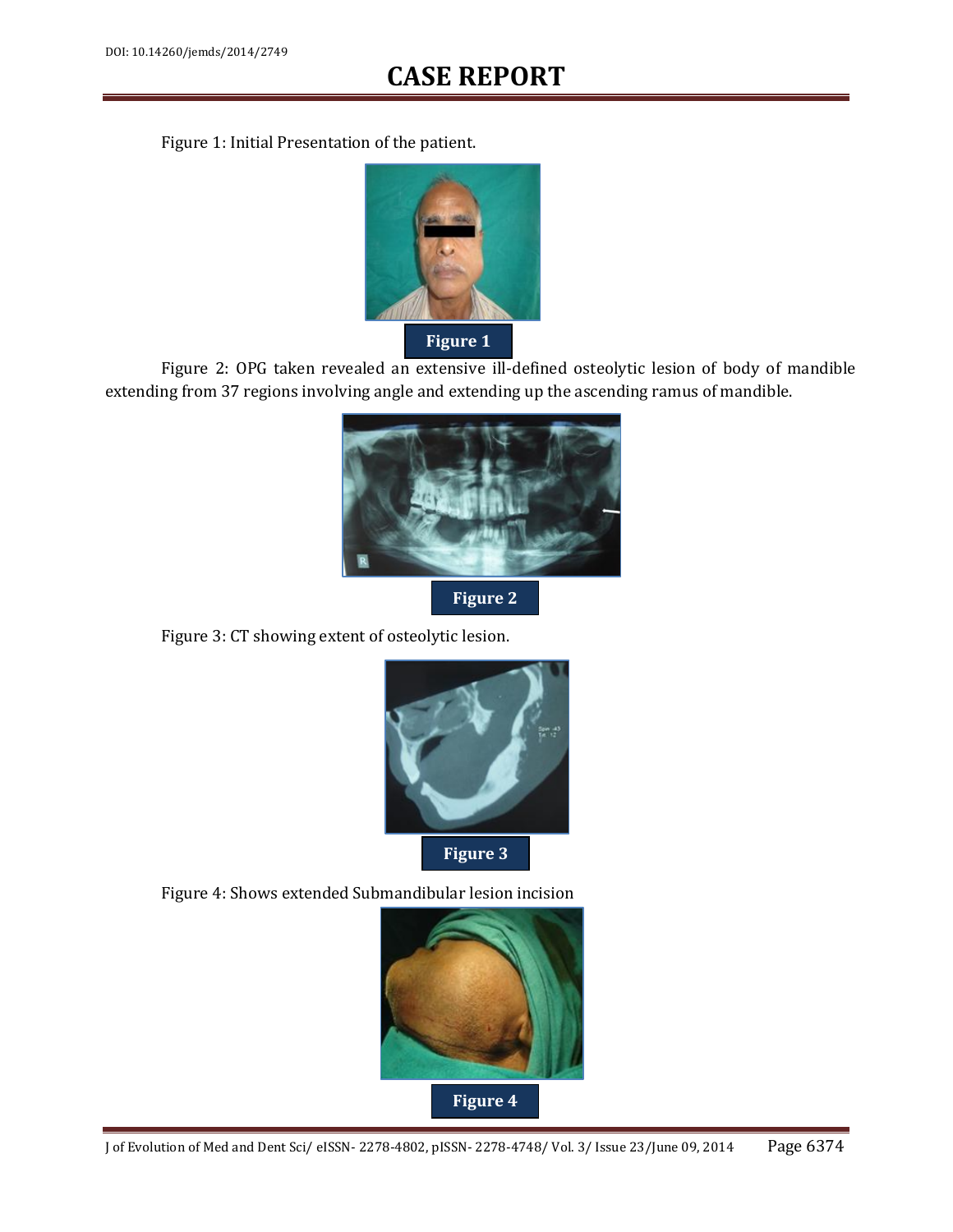Figure 1: Initial Presentation of the patient.

**Figure 1**

Figure 2: OPG taken revealed an extensive ill-defined osteolytic lesion of body of mandible extending from 37 regions involving angle and extending up the ascending ramus of mandible.

**Figure 2**

Figure 3: CT showing extent of osteolytic lesion.

**Figure 3**

Figure 4: Shows extended Submandibular lesion incision

**Figure 4**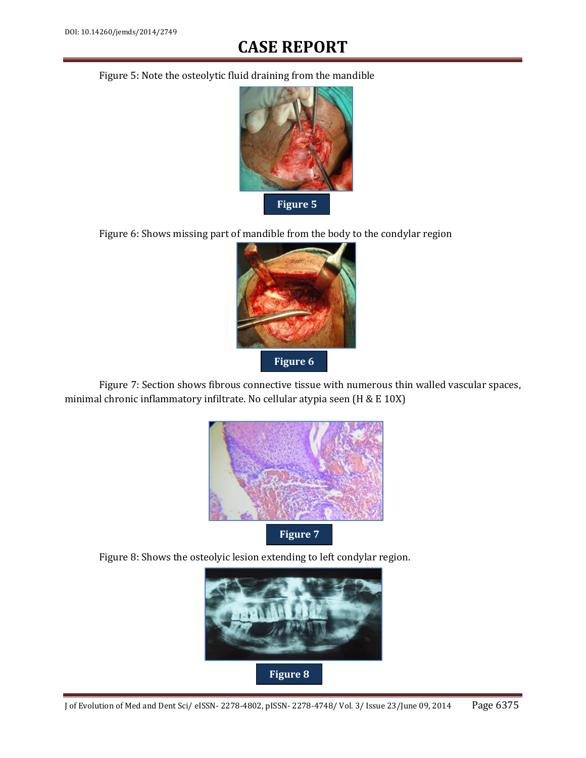Figure 5: Note the osteolytic fluid draining from the mandible

Figure 5

Figure 6: Shows missing part of mandible from the body to the condylar region

Figure 6

Figure 7: Section shows fibrous connective tissue with numerous thin walled vascular spaces, minimal chronic inflammatory infiltrate. No cellular atypia seen (H & E 10X)

Figure 7

Figure 8: Shows the osteolyic lesion extending to left condylar region.

Figure 8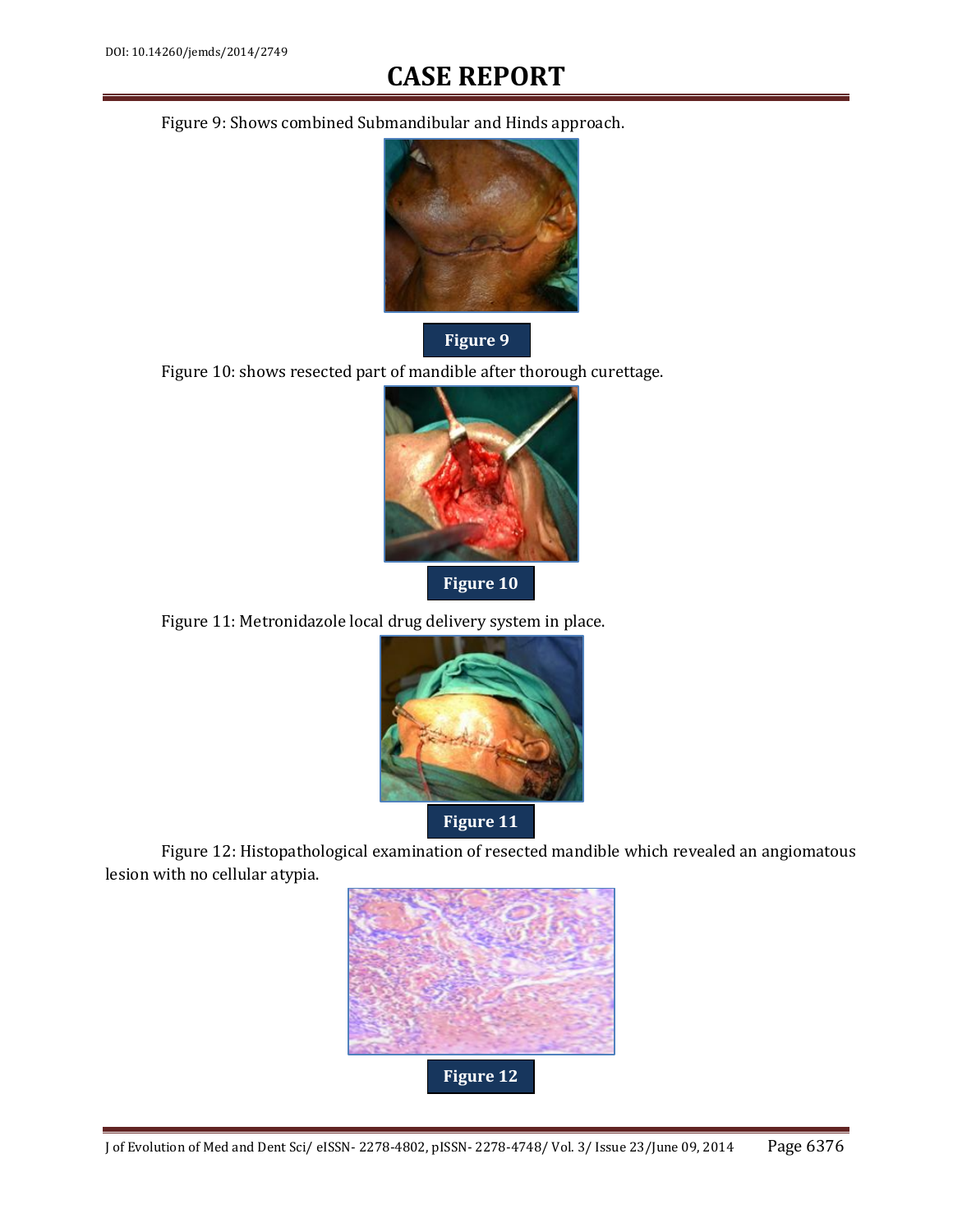Figure 9: Shows combined Submandibular and Hinds approach.

Figure 9

Figure 10: shows resected part of mandible after thorough curettage.

Figure 10

Figure 11: Metronidazole local drug delivery system in place.

Figure 11

Figure 12: Histopathological examination of resected mandible which revealed an angiomatous lesion with no cellular atypia.

Figure 12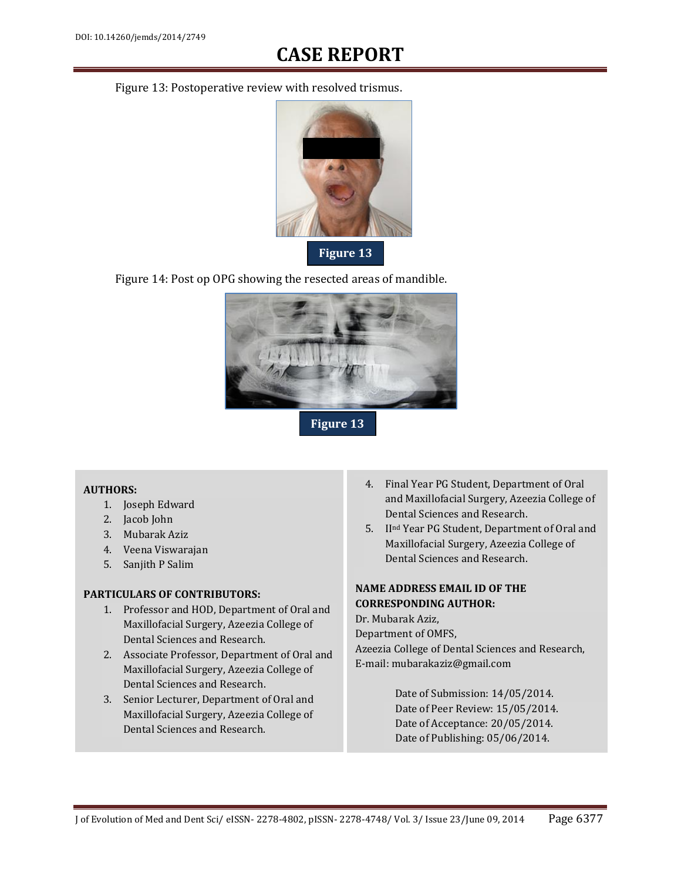Figure 13: Postoperative review with resolved trismus.

Figure 13

Figure 14: Post op OPG showing the resected areas of mandible.

Figure 13

**AUTHORS:**

1. Joseph Edward
2. Jacob John
3. Mubarak Aziz
4. Veena Viswarajan
5. Sanjith P Salim

**PARTICULARS OF CONTRIBUTORS:**

1. Professor and HOD, Department of Oral and Maxillofacial Surgery, Azeezia College of Dental Sciences and Research.
2. Associate Professor, Department of Oral and Maxillofacial Surgery, Azeezia College of Dental Sciences and Research.
3. Senior Lecturer, Department of Oral and Maxillofacial Surgery, Azeezia College of Dental Sciences and Research.
4. Final Year PG Student, Department of Oral and Maxillofacial Surgery, Azeezia College of Dental Sciences and Research.
5. IInd Year PG Student, Department of Oral and Maxillofacial Surgery, Azeezia College of Dental Sciences and Research.

**NAME ADDRESS EMAIL ID OF THE CORRESPONDING AUTHOR:**

Dr. Mubarak Aziz,
Department of OMFS,
Azeezia College of Dental Sciences and Research,
E-mail: mubarakaziz@gmail.com

Date of Submission: 14/05/2014.
Date of Peer Review: 15/05/2014.
Date of Acceptance: 20/05/2014.
Date of Publishing: 05/06/2014.